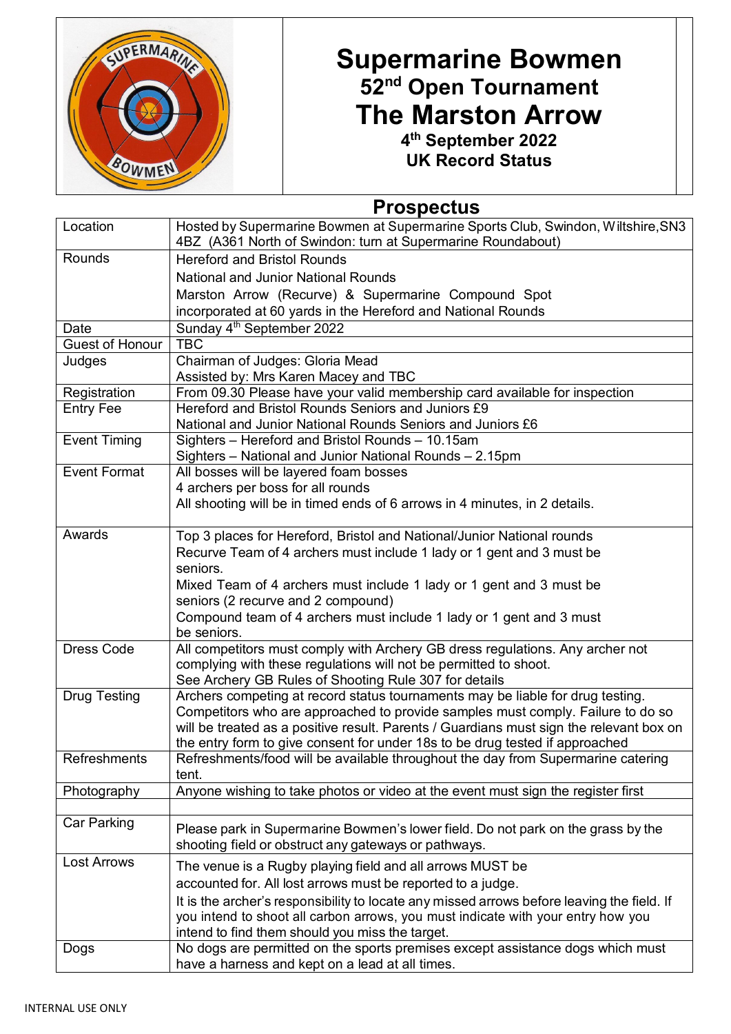# Supermarine Bowmen

## 52nd Open Tournament

# The Marston Arrow

### 4th September 2022

### UK Record Status

## Prospectus

| | |
|---|---|
| Location | Hosted by Supermarine Bowmen at Supermarine Sports Club, Swindon, Wiltshire,SN3 4BZ (A361 North of Swindon: turn at Supermarine Roundabout) |
| Rounds | Hereford and Bristol Rounds<br>National and Junior National Rounds<br>Marston Arrow (Recurve) & Supermarine Compound Spot incorporated at 60 yards in the Hereford and National Rounds |
| Date | Sunday 4th September 2022 |
| Guest of Honour | TBC |
| Judges | Chairman of Judges: Gloria Mead<br>Assisted by: Mrs Karen Macey and TBC |
| Registration | From 09.30 Please have your valid membership card available for inspection |
| Entry Fee | Hereford and Bristol Rounds Seniors and Juniors £9<br>National and Junior National Rounds Seniors and Juniors £6 |
| Event Timing | Sighters – Hereford and Bristol Rounds – 10.15am<br>Sighters – National and Junior National Rounds – 2.15pm |
| Event Format | All bosses will be layered foam bosses<br>4 archers per boss for all rounds<br>All shooting will be in timed ends of 6 arrows in 4 minutes, in 2 details. |
| Awards | Top 3 places for Hereford, Bristol and National/Junior National rounds<br>Recurve Team of 4 archers must include 1 lady or 1 gent and 3 must be seniors.<br>Mixed Team of 4 archers must include 1 lady or 1 gent and 3 must be seniors (2 recurve and 2 compound)<br>Compound team of 4 archers must include 1 lady or 1 gent and 3 must be seniors. |
| Dress Code | All competitors must comply with Archery GB dress regulations. Any archer not complying with these regulations will not be permitted to shoot.<br>See Archery GB Rules of Shooting Rule 307 for details |
| Drug Testing | Archers competing at record status tournaments may be liable for drug testing. Competitors who are approached to provide samples must comply. Failure to do so will be treated as a positive result. Parents / Guardians must sign the relevant box on the entry form to give consent for under 18s to be drug tested if approached |
| Refreshments | Refreshments/food will be available throughout the day from Supermarine catering tent. |
| Photography | Anyone wishing to take photos or video at the event must sign the register first |
| | |
| Car Parking | Please park in Supermarine Bowmen's lower field. Do not park on the grass by the shooting field or obstruct any gateways or pathways. |
| Lost Arrows | The venue is a Rugby playing field and all arrows MUST be accounted for. All lost arrows must be reported to a judge.<br>It is the archer's responsibility to locate any missed arrows before leaving the field. If you intend to shoot all carbon arrows, you must indicate with your entry how you intend to find them should you miss the target. |
| Dogs | No dogs are permitted on the sports premises except assistance dogs which must have a harness and kept on a lead at all times. |

INTERNAL USE ONLY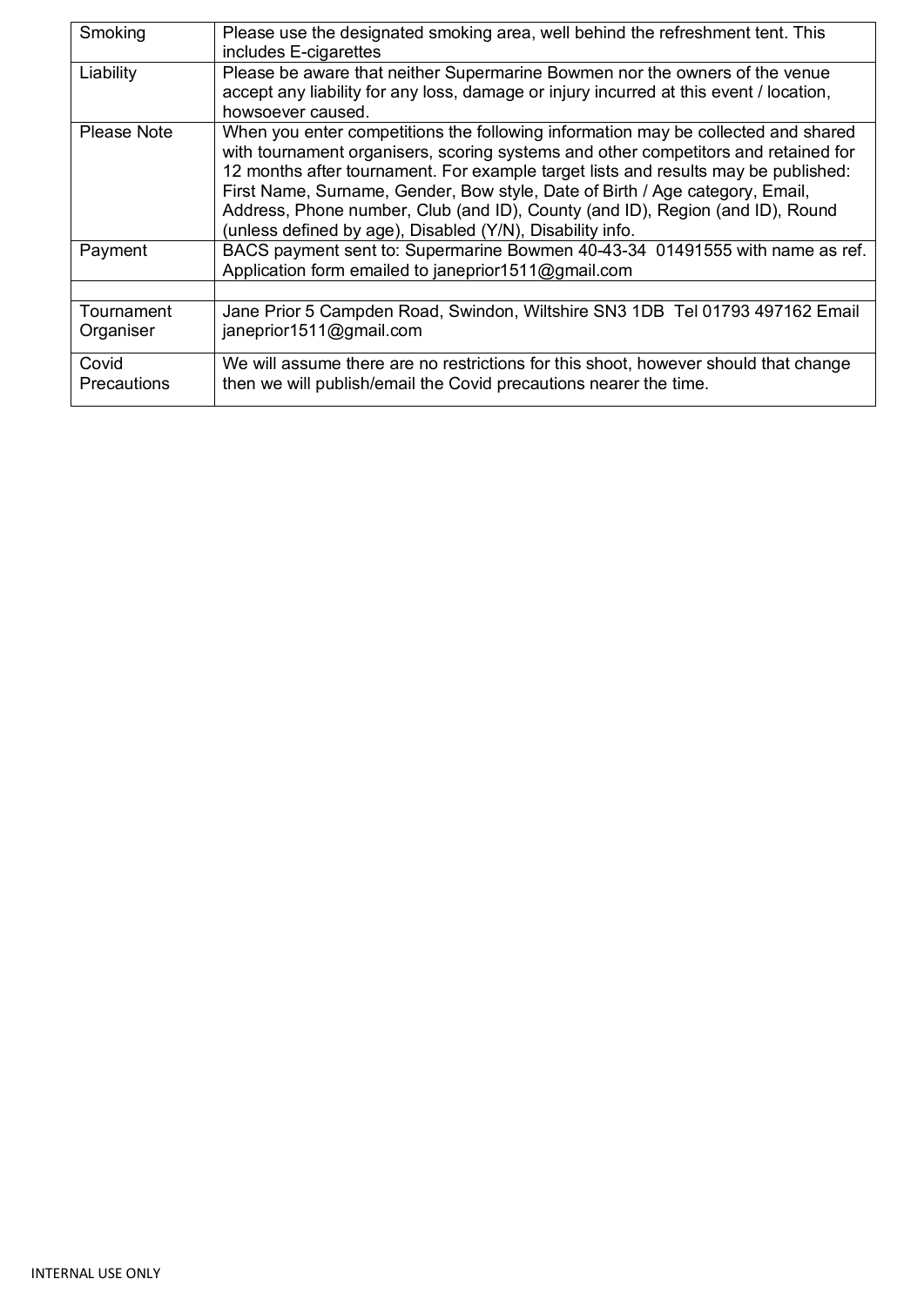| | |
|---|---|
| Smoking | Please use the designated smoking area, well behind the refreshment tent. This includes E-cigarettes |
| Liability | Please be aware that neither Supermarine Bowmen nor the owners of the venue accept any liability for any loss, damage or injury incurred at this event / location, howsoever caused. |
| Please Note | When you enter competitions the following information may be collected and shared with tournament organisers, scoring systems and other competitors and retained for 12 months after tournament. For example target lists and results may be published: First Name, Surname, Gender, Bow style, Date of Birth / Age category, Email, Address, Phone number, Club (and ID), County (and ID), Region (and ID), Round (unless defined by age), Disabled (Y/N), Disability info. |
| Payment | BACS payment sent to: Supermarine Bowmen 40-43-34 01491555 with name as ref. Application form emailed to janeprior1511@gmail.com |
| | |
| Tournament Organiser | Jane Prior 5 Campden Road, Swindon, Wiltshire SN3 1DB Tel 01793 497162 Email janeprior1511@gmail.com |
| Covid Precautions | We will assume there are no restrictions for this shoot, however should that change then we will publish/email the Covid precautions nearer the time. |